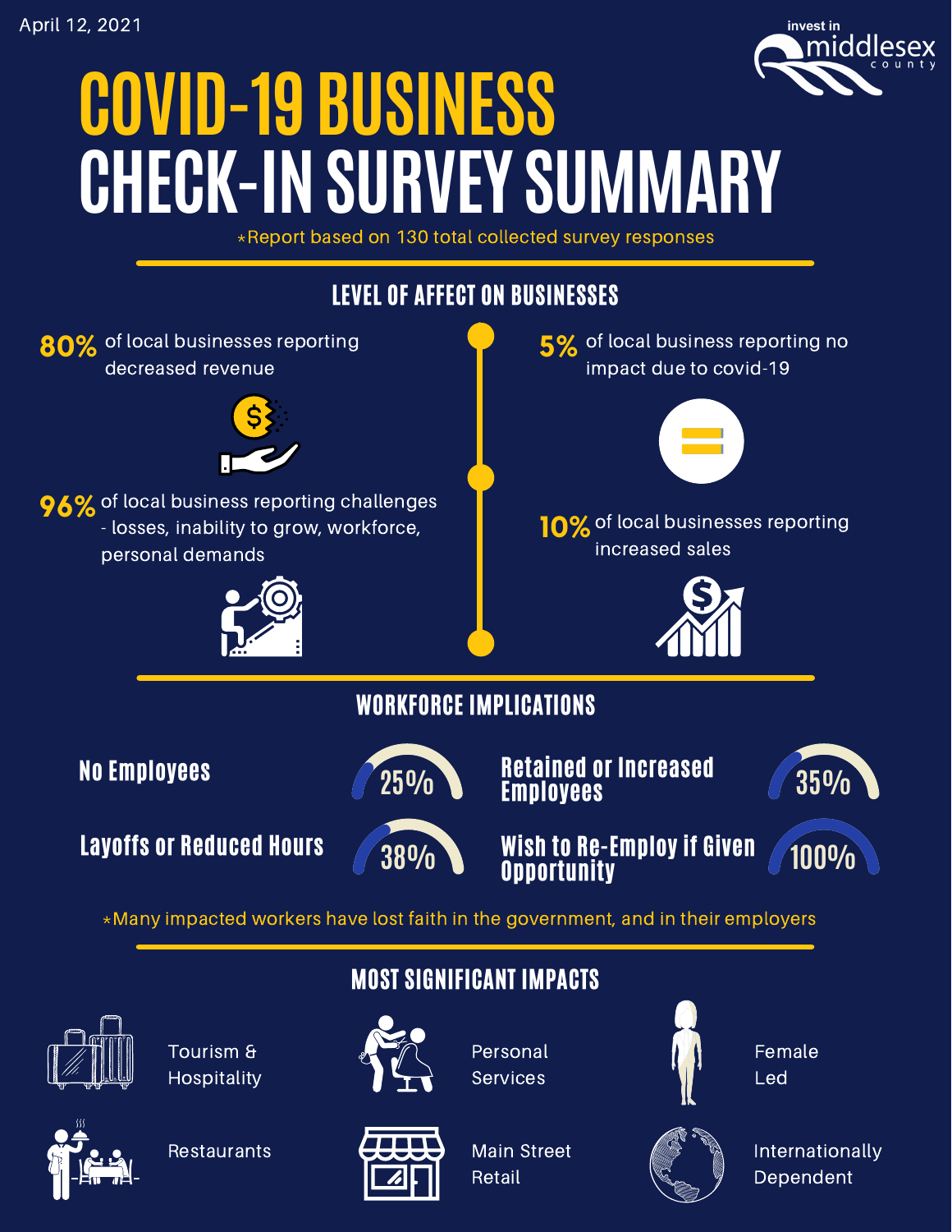April 12, 2021

invest in middlesex county

# COVID-19 BUSINESS CHECK-IN SURVEY SUMMARY

*Report based on 130 total collected survey responses

## LEVEL OF AFFECT ON BUSINESSES

**80%** of local businesses reporting decreased revenue

**96%** of local business reporting challenges - losses, inability to grow, workforce, personal demands

**5%** of local business reporting no impact due to covid-19

**10%** of local businesses reporting increased sales

## WORKFORCE IMPLICATIONS

| | |
|---|---|
| No Employees | 25% |
| Layoffs or Reduced Hours | 38% |
| Retained or Increased Employees | 35% |
| Wish to Re-Employ if Given Opportunity | 100% |

*Many impacted workers have lost faith in the government, and in their employers

## MOST SIGNIFICANT IMPACTS

- Tourism & Hospitality
- Personal Services
- Female Led
- Restaurants
- Main Street Retail
- Internationally Dependent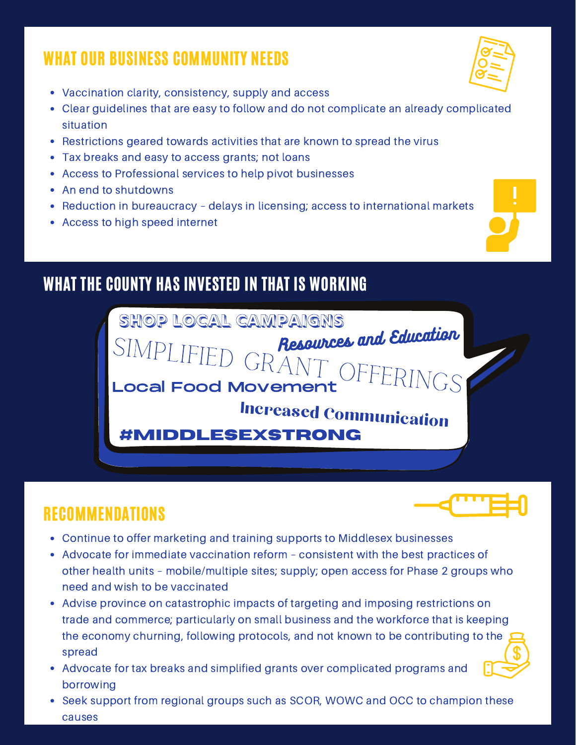## WHAT OUR BUSINESS COMMUNITY NEEDS

- Vaccination clarity, consistency, supply and access
- Clear guidelines that are easy to follow and do not complicate an already complicated situation
- Restrictions geared towards activities that are known to spread the virus
- Tax breaks and easy to access grants; not loans
- Access to Professional services to help pivot businesses
- An end to shutdowns
- Reduction in bureaucracy – delays in licensing; access to international markets
- Access to high speed internet

## WHAT THE COUNTY HAS INVESTED IN THAT IS WORKING

SHOP LOCAL CAMPAIGNS

Resources and Education

SIMPLIFIED GRANT OFFERINGS

Local Food Movement

Increased Communication

#MIDDLESEXSTRONG

## RECOMMENDATIONS

- Continue to offer marketing and training supports to Middlesex businesses
- Advocate for immediate vaccination reform – consistent with the best practices of other health units – mobile/multiple sites; supply; open access for Phase 2 groups who need and wish to be vaccinated
- Advise province on catastrophic impacts of targeting and imposing restrictions on trade and commerce; particularly on small business and the workforce that is keeping the economy churning, following protocols, and not known to be contributing to the spread
- Advocate for tax breaks and simplified grants over complicated programs and borrowing
- Seek support from regional groups such as SCOR, WOWC and OCC to champion these causes